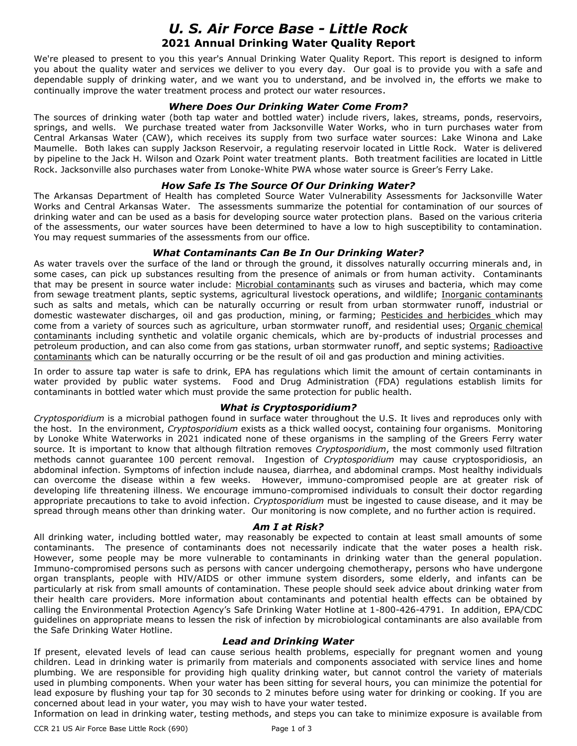# *U. S. Air Force Base - Little Rock*

## 2021 Annual Drinking Water Quality Report

We're pleased to present to you this year's Annual Drinking Water Quality Report. This report is designed to inform you about the quality water and services we deliver to you every day. Our goal is to provide you with a safe and dependable supply of drinking water, and we want you to understand, and be involved in, the efforts we make to continually improve the water treatment process and protect our water resources.

### *Where Does Our Drinking Water Come From?*

The sources of drinking water (both tap water and bottled water) include rivers, lakes, streams, ponds, reservoirs, springs, and wells. We purchase treated water from Jacksonville Water Works, who in turn purchases water from Central Arkansas Water (CAW), which receives its supply from two surface water sources: Lake Winona and Lake Maumelle. Both lakes can supply Jackson Reservoir, a regulating reservoir located in Little Rock. Water is delivered by pipeline to the Jack H. Wilson and Ozark Point water treatment plants. Both treatment facilities are located in Little Rock. Jacksonville also purchases water from Lonoke-White PWA whose water source is Greer's Ferry Lake.

### *How Safe Is The Source Of Our Drinking Water?*

The Arkansas Department of Health has completed Source Water Vulnerability Assessments for Jacksonville Water Works and Central Arkansas Water. The assessments summarize the potential for contamination of our sources of drinking water and can be used as a basis for developing source water protection plans. Based on the various criteria of the assessments, our water sources have been determined to have a low to high susceptibility to contamination. You may request summaries of the assessments from our office.

### *What Contaminants Can Be In Our Drinking Water?*

As water travels over the surface of the land or through the ground, it dissolves naturally occurring minerals and, in some cases, can pick up substances resulting from the presence of animals or from human activity. Contaminants that may be present in source water include: <u>Microbial contaminants</u> such as viruses and bacteria, which may come from sewage treatment plants, septic systems, agricultural livestock operations, and wildlife; <u>Inorganic contaminants</u> such as salts and metals, which can be naturally occurring or result from urban stormwater runoff, industrial or domestic wastewater discharges, oil and gas production, mining, or farming; <u>Pesticides and herbicides</u> which may come from a variety of sources such as agriculture, urban stormwater runoff, and residential uses; <u>Organic chemical contaminants</u> including synthetic and volatile organic chemicals, which are by-products of industrial processes and petroleum production, and can also come from gas stations, urban stormwater runoff, and septic systems; <u>Radioactive contaminants</u> which can be naturally occurring or be the result of oil and gas production and mining activities.

In order to assure tap water is safe to drink, EPA has regulations which limit the amount of certain contaminants in water provided by public water systems. Food and Drug Administration (FDA) regulations establish limits for contaminants in bottled water which must provide the same protection for public health.

### *What is Cryptosporidium?*

*Cryptosporidium* is a microbial pathogen found in surface water throughout the U.S. It lives and reproduces only with the host. In the environment, *Cryptosporidium* exists as a thick walled oocyst, containing four organisms. Monitoring by Lonoke White Waterworks in 2021 indicated none of these organisms in the sampling of the Greers Ferry water source. It is important to know that although filtration removes *Cryptosporidium*, the most commonly used filtration methods cannot guarantee 100 percent removal. Ingestion of *Cryptosporidium* may cause cryptosporidiosis, an abdominal infection. Symptoms of infection include nausea, diarrhea, and abdominal cramps. Most healthy individuals can overcome the disease within a few weeks. However, immuno-compromised people are at greater risk of developing life threatening illness. We encourage immuno-compromised individuals to consult their doctor regarding appropriate precautions to take to avoid infection. *Cryptosporidium* must be ingested to cause disease, and it may be spread through means other than drinking water. Our monitoring is now complete, and no further action is required.

### *Am I at Risk?*

All drinking water, including bottled water, may reasonably be expected to contain at least small amounts of some contaminants. The presence of contaminants does not necessarily indicate that the water poses a health risk. However, some people may be more vulnerable to contaminants in drinking water than the general population. Immuno-compromised persons such as persons with cancer undergoing chemotherapy, persons who have undergone organ transplants, people with HIV/AIDS or other immune system disorders, some elderly, and infants can be particularly at risk from small amounts of contamination. These people should seek advice about drinking water from their health care providers. More information about contaminants and potential health effects can be obtained by calling the Environmental Protection Agency's Safe Drinking Water Hotline at 1-800-426-4791. In addition, EPA/CDC guidelines on appropriate means to lessen the risk of infection by microbiological contaminants are also available from the Safe Drinking Water Hotline.

### *Lead and Drinking Water*

If present, elevated levels of lead can cause serious health problems, especially for pregnant women and young children. Lead in drinking water is primarily from materials and components associated with service lines and home plumbing. We are responsible for providing high quality drinking water, but cannot control the variety of materials used in plumbing components. When your water has been sitting for several hours, you can minimize the potential for lead exposure by flushing your tap for 30 seconds to 2 minutes before using water for drinking or cooking. If you are concerned about lead in your water, you may wish to have your water tested.
Information on lead in drinking water, testing methods, and steps you can take to minimize exposure is available from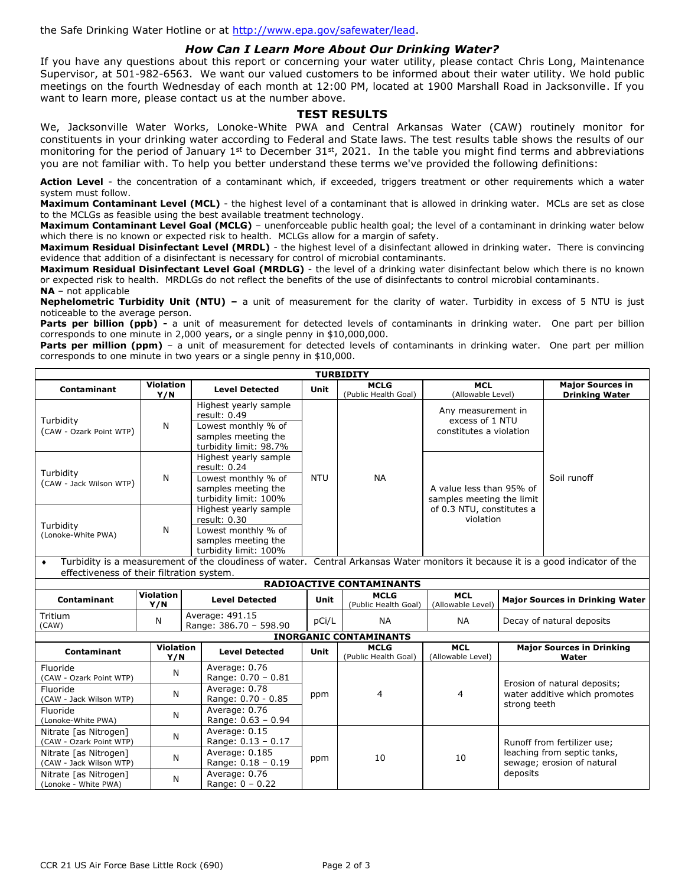the Safe Drinking Water Hotline or at http://www.epa.gov/safewater/lead.

### *How Can I Learn More About Our Drinking Water?*

If you have any questions about this report or concerning your water utility, please contact Chris Long, Maintenance Supervisor, at 501-982-6563. We want our valued customers to be informed about their water utility. We hold public meetings on the fourth Wednesday of each month at 12:00 PM, located at 1900 Marshall Road in Jacksonville. If you want to learn more, please contact us at the number above.

## TEST RESULTS

We, Jacksonville Water Works, Lonoke-White PWA and Central Arkansas Water (CAW) routinely monitor for constituents in your drinking water according to Federal and State laws. The test results table shows the results of our monitoring for the period of January 1st to December 31st, 2021. In the table you might find terms and abbreviations you are not familiar with. To help you better understand these terms we've provided the following definitions:

**Action Level** - the concentration of a contaminant which, if exceeded, triggers treatment or other requirements which a water system must follow.
**Maximum Contaminant Level (MCL)** - the highest level of a contaminant that is allowed in drinking water. MCLs are set as close to the MCLGs as feasible using the best available treatment technology.
**Maximum Contaminant Level Goal (MCLG)** – unenforceable public health goal; the level of a contaminant in drinking water below which there is no known or expected risk to health. MCLGs allow for a margin of safety.
**Maximum Residual Disinfectant Level (MRDL)** - the highest level of a disinfectant allowed in drinking water. There is convincing evidence that addition of a disinfectant is necessary for control of microbial contaminants.
**Maximum Residual Disinfectant Level Goal (MRDLG)** - the level of a drinking water disinfectant below which there is no known or expected risk to health. MRDLGs do not reflect the benefits of the use of disinfectants to control microbial contaminants.
**NA** – not applicable
**Nephelometric Turbidity Unit (NTU) –** a unit of measurement for the clarity of water. Turbidity in excess of 5 NTU is just noticeable to the average person.
**Parts per billion (ppb) -** a unit of measurement for detected levels of contaminants in drinking water. One part per billion corresponds to one minute in 2,000 years, or a single penny in $10,000,000.
**Parts per million (ppm)** – a unit of measurement for detected levels of contaminants in drinking water. One part per million corresponds to one minute in two years or a single penny in $10,000.

**TURBIDITY**

| Contaminant | Violation Y/N | Level Detected | Unit | MCLG (Public Health Goal) | MCL (Allowable Level) | Major Sources in Drinking Water |
|---|---|---|---|---|---|---|
| Turbidity (CAW - Ozark Point WTP) | N | Highest yearly sample result: 0.49<br>Lowest monthly % of samples meeting the turbidity limit: 98.7% | NTU | NA | Any measurement in excess of 1 NTU constitutes a violation | Soil runoff |
| Turbidity (CAW - Jack Wilson WTP) | N | Highest yearly sample result: 0.24<br>Lowest monthly % of samples meeting the turbidity limit: 100% | NTU | NA | A value less than 95% of samples meeting the limit of 0.3 NTU, constitutes a violation | Soil runoff |
| Turbidity (Lonoke-White PWA) | N | Highest yearly sample result: 0.30<br>Lowest monthly % of samples meeting the turbidity limit: 100% | NTU | NA | A value less than 95% of samples meeting the limit of 0.3 NTU, constitutes a violation | Soil runoff |

- Turbidity is a measurement of the cloudiness of water. Central Arkansas Water monitors it because it is a good indicator of the effectiveness of their filtration system.

**RADIOACTIVE CONTAMINANTS**

| Contaminant | Violation Y/N | Level Detected | Unit | MCLG (Public Health Goal) | MCL (Allowable Level) | Major Sources in Drinking Water |
|---|---|---|---|---|---|---|
| Tritium (CAW) | N | Average: 491.15<br>Range: 386.70 – 598.90 | pCi/L | NA | NA | Decay of natural deposits |

**INORGANIC CONTAMINANTS**

| Contaminant | Violation Y/N | Level Detected | Unit | MCLG (Public Health Goal) | MCL (Allowable Level) | Major Sources in Drinking Water |
|---|---|---|---|---|---|---|
| Fluoride (CAW - Ozark Point WTP) | N | Average: 0.76<br>Range: 0.70 – 0.81 | ppm | 4 | 4 | Erosion of natural deposits; water additive which promotes strong teeth |
| Fluoride (CAW - Jack Wilson WTP) | N | Average: 0.78<br>Range: 0.70 - 0.85 | ppm | 4 | 4 | Erosion of natural deposits; water additive which promotes strong teeth |
| Fluoride (Lonoke-White PWA) | N | Average: 0.76<br>Range: 0.63 – 0.94 | ppm | 4 | 4 | Erosion of natural deposits; water additive which promotes strong teeth |
| Nitrate [as Nitrogen] (CAW - Ozark Point WTP) | N | Average: 0.15<br>Range: 0.13 – 0.17 | ppm | 10 | 10 | Runoff from fertilizer use; leaching from septic tanks, sewage; erosion of natural deposits |
| Nitrate [as Nitrogen] (CAW - Jack Wilson WTP) | N | Average: 0.185<br>Range: 0.18 – 0.19 | ppm | 10 | 10 | Runoff from fertilizer use; leaching from septic tanks, sewage; erosion of natural deposits |
| Nitrate [as Nitrogen] (Lonoke - White PWA) | N | Average: 0.76<br>Range: 0 – 0.22 | ppm | 10 | 10 | Runoff from fertilizer use; leaching from septic tanks, sewage; erosion of natural deposits |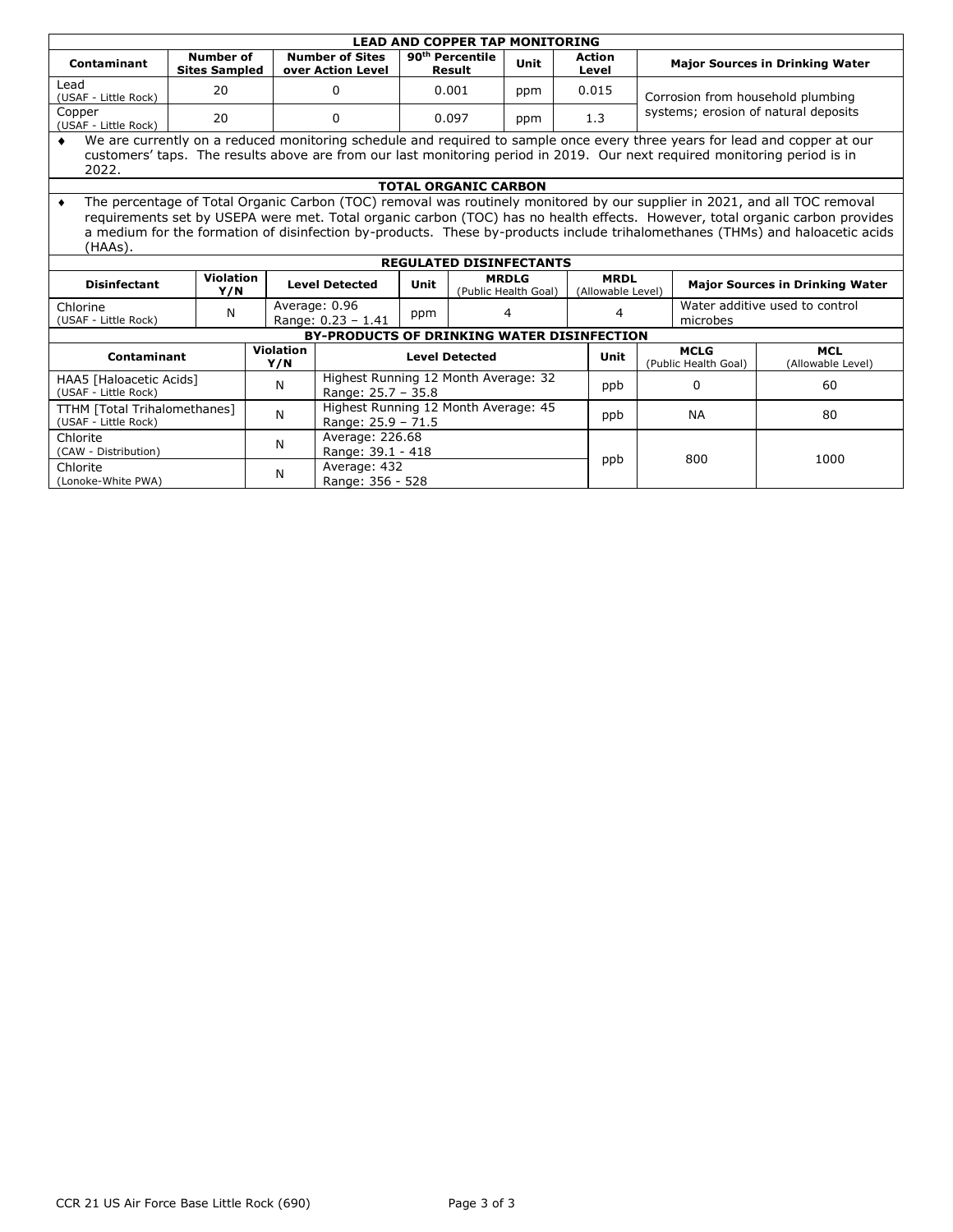## LEAD AND COPPER TAP MONITORING

| Contaminant | Number of Sites Sampled | Number of Sites over Action Level | 90th Percentile Result | Unit | Action Level | Major Sources in Drinking Water |
|---|---|---|---|---|---|---|
| Lead (USAF - Little Rock) | 20 | 0 | 0.001 | ppm | 0.015 | Corrosion from household plumbing systems; erosion of natural deposits |
| Copper (USAF - Little Rock) | 20 | 0 | 0.097 | ppm | 1.3 | |

- We are currently on a reduced monitoring schedule and required to sample once every three years for lead and copper at our customers' taps. The results above are from our last monitoring period in 2019. Our next required monitoring period is in 2022.

## TOTAL ORGANIC CARBON

- The percentage of Total Organic Carbon (TOC) removal was routinely monitored by our supplier in 2021, and all TOC removal requirements set by USEPA were met. Total organic carbon (TOC) has no health effects. However, total organic carbon provides a medium for the formation of disinfection by-products. These by-products include trihalomethanes (THMs) and haloacetic acids (HAAs).

## REGULATED DISINFECTANTS

| Disinfectant | Violation Y/N | Level Detected | Unit | MRDLG (Public Health Goal) | MRDL (Allowable Level) | Major Sources in Drinking Water |
|---|---|---|---|---|---|---|
| Chlorine (USAF - Little Rock) | N | Average: 0.96 Range: 0.23 – 1.41 | ppm | 4 | 4 | Water additive used to control microbes |

## BY-PRODUCTS OF DRINKING WATER DISINFECTION

| Contaminant | Violation Y/N | Level Detected | Unit | MCLG (Public Health Goal) | MCL (Allowable Level) |
|---|---|---|---|---|---|
| HAA5 [Haloacetic Acids] (USAF - Little Rock) | N | Highest Running 12 Month Average: 32 Range: 25.7 – 35.8 | ppb | 0 | 60 |
| TTHM [Total Trihalomethanes] (USAF - Little Rock) | N | Highest Running 12 Month Average: 45 Range: 25.9 – 71.5 | ppb | NA | 80 |
| Chlorite (CAW - Distribution) | N | Average: 226.68 Range: 39.1 - 418 | ppb | 800 | 1000 |
| Chlorite (Lonoke-White PWA) | N | Average: 432 Range: 356 - 528 | | | |